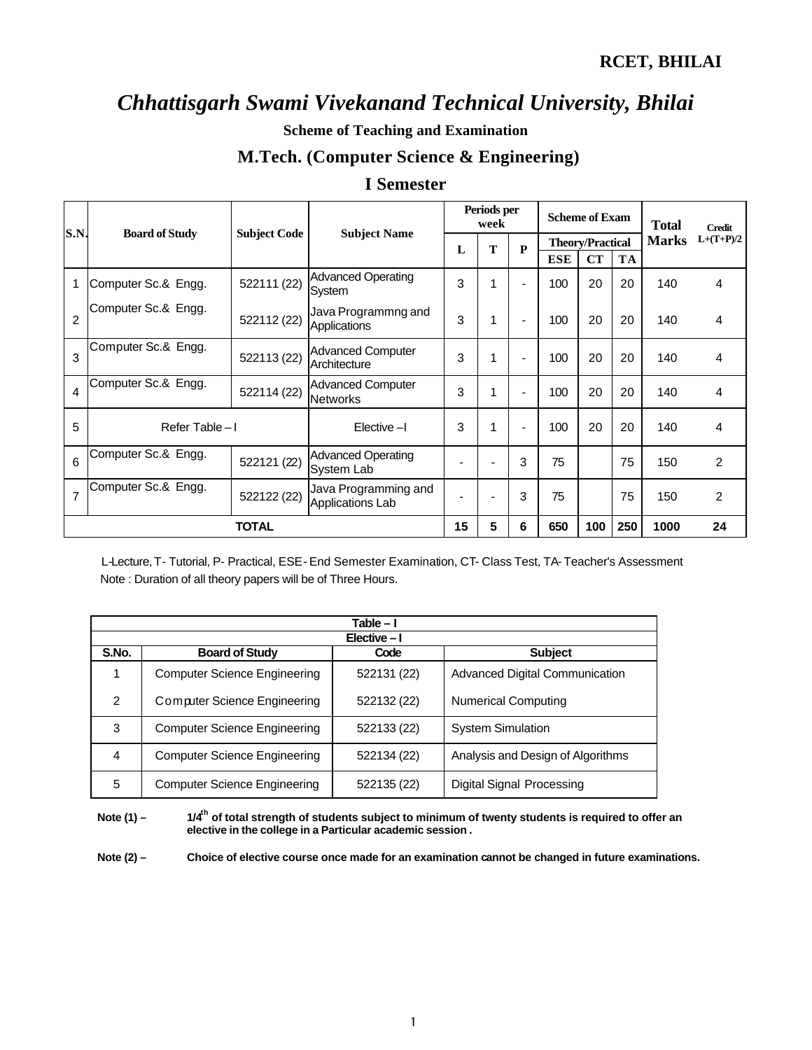**RCET, BHILAI**

# *Chhattisgarh Swami Vivekanand Technical University, Bhilai*

**Scheme of Teaching and Examination**

## M.Tech. (Computer Science & Engineering)

## I Semester

| S.N. | Board of Study | Subject Code | Subject Name | Periods per week | | | Scheme of Exam | | | Total Marks | Credit L+(T+P)/2 |
|---|---|---|---|---|---|---|---|---|---|---|---|
| | | | | | | | Theory/Practical | | | | |
| | | | | L | T | P | ESE | CT | TA | | |
| 1 | Computer Sc.& Engg. | 522111 (22) | Advanced Operating System | 3 | 1 | - | 100 | 20 | 20 | 140 | 4 |
| 2 | Computer Sc.& Engg. | 522112 (22) | Java Programmng and Applications | 3 | 1 | - | 100 | 20 | 20 | 140 | 4 |
| 3 | Computer Sc.& Engg. | 522113 (22) | Advanced Computer Architecture | 3 | 1 | - | 100 | 20 | 20 | 140 | 4 |
| 4 | Computer Sc.& Engg. | 522114 (22) | Advanced Computer Networks | 3 | 1 | - | 100 | 20 | 20 | 140 | 4 |
| 5 | Refer Table – I | | Elective –I | 3 | 1 | - | 100 | 20 | 20 | 140 | 4 |
| 6 | Computer Sc.& Engg. | 522121 (22) | Advanced Operating System Lab | - | - | 3 | 75 | | 75 | 150 | 2 |
| 7 | Computer Sc.& Engg. | 522122 (22) | Java Programming and Applications Lab | - | - | 3 | 75 | | 75 | 150 | 2 |
| | TOTAL | | | 15 | 5 | 6 | 650 | 100 | 250 | 1000 | 24 |

L-Lecture, T- Tutorial, P- Practical, ESE- End Semester Examination, CT- Class Test, TA- Teacher's Assessment
Note : Duration of all theory papers will be of Three Hours.

| Table – I | | | |
|---|---|---|---|
| Elective – I | | | |
| S.No. | Board of Study | Code | Subject |
| 1 | Computer Science Engineering | 522131 (22) | Advanced Digital Communication |
| 2 | Computer Science Engineering | 522132 (22) | Numerical Computing |
| 3 | Computer Science Engineering | 522133 (22) | System Simulation |
| 4 | Computer Science Engineering | 522134 (22) | Analysis and Design of Algorithms |
| 5 | Computer Science Engineering | 522135 (22) | Digital Signal Processing |

**Note (1) –** **1/4th of total strength of students subject to minimum of twenty students is required to offer an elective in the college in a Particular academic session.**

**Note (2) –** **Choice of elective course once made for an examination cannot be changed in future examinations.**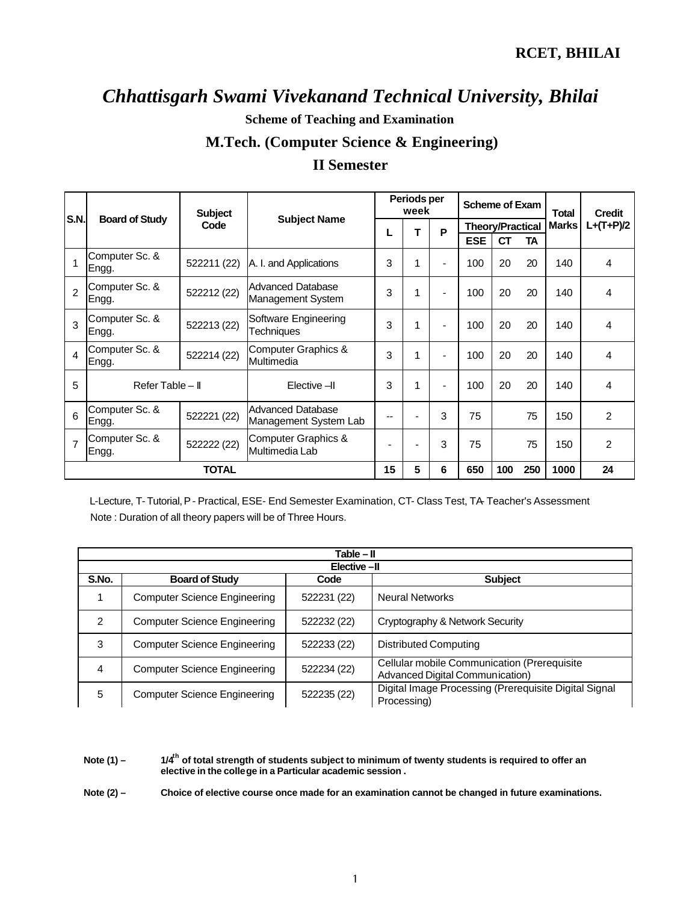**RCET, BHILAI**

# *Chhattisgarh Swami Vivekanand Technical University, Bhilai*

**Scheme of Teaching and Examination**

## M.Tech. (Computer Science & Engineering)

## II Semester

| S.N. | Board of Study | Subject Code | Subject Name | Periods per week | | | Scheme of Exam | | | Total Marks | Credit L+(T+P)/2 |
|---|---|---|---|---|---|---|---|---|---|---|---|
| | | | | L | T | P | Theory/Practical | | | | |
| | | | | | | | ESE | CT | TA | | |
| 1 | Computer Sc. & Engg. | 522211 (22) | A. I. and Applications | 3 | 1 | - | 100 | 20 | 20 | 140 | 4 |
| 2 | Computer Sc. & Engg. | 522212 (22) | Advanced Database Management System | 3 | 1 | - | 100 | 20 | 20 | 140 | 4 |
| 3 | Computer Sc. & Engg. | 522213 (22) | Software Engineering Techniques | 3 | 1 | - | 100 | 20 | 20 | 140 | 4 |
| 4 | Computer Sc. & Engg. | 522214 (22) | Computer Graphics & Multimedia | 3 | 1 | - | 100 | 20 | 20 | 140 | 4 |
| 5 | Refer Table – II | | Elective –II | 3 | 1 | - | 100 | 20 | 20 | 140 | 4 |
| 6 | Computer Sc. & Engg. | 522221 (22) | Advanced Database Management System Lab | -- | - | 3 | 75 | | 75 | 150 | 2 |
| 7 | Computer Sc. & Engg. | 522222 (22) | Computer Graphics & Multimedia Lab | - | - | 3 | 75 | | 75 | 150 | 2 |
| | | TOTAL | | 15 | 5 | 6 | 650 | 100 | 250 | 1000 | 24 |

L-Lecture, T- Tutorial, P - Practical, ESE- End Semester Examination, CT- Class Test, TA- Teacher's Assessment

Note : Duration of all theory papers will be of Three Hours.

**Table – II**

**Elective –II**

| S.No. | Board of Study | Code | Subject |
|---|---|---|---|
| 1 | Computer Science Engineering | 522231 (22) | Neural Networks |
| 2 | Computer Science Engineering | 522232 (22) | Cryptography & Network Security |
| 3 | Computer Science Engineering | 522233 (22) | Distributed Computing |
| 4 | Computer Science Engineering | 522234 (22) | Cellular mobile Communication (Prerequisite Advanced Digital Communication) |
| 5 | Computer Science Engineering | 522235 (22) | Digital Image Processing (Prerequisite Digital Signal Processing) |

**Note (1) – 1/4th of total strength of students subject to minimum of twenty students is required to offer an elective in the college in a Particular academic session .**

**Note (2) – Choice of elective course once made for an examination cannot be changed in future examinations.**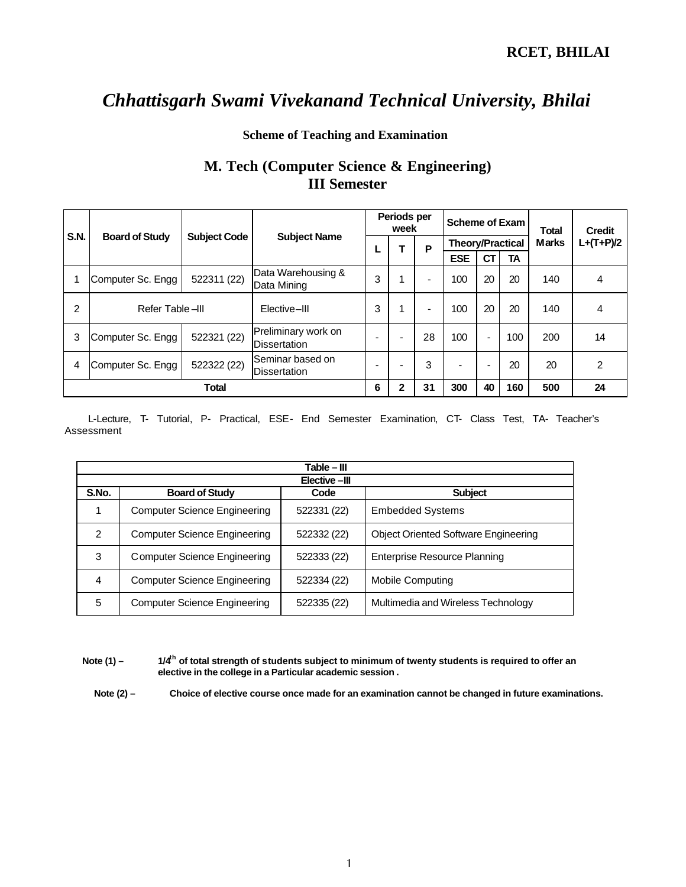RCET, BHILAI

# *Chhattisgarh Swami Vivekanand Technical University, Bhilai*

### Scheme of Teaching and Examination

## M. Tech (Computer Science & Engineering)
## III Semester

| S.N. | Board of Study | Subject Code | Subject Name | Periods per week | | | Scheme of Exam | | | Total Marks | Credit L+(T+P)/2 |
|---|---|---|---|---|---|---|---|---|---|---|---|
| | | | | | | | Theory/Practical | | | | |
| | | | | L | T | P | ESE | CT | TA | | |
| 1 | Computer Sc. Engg | 522311 (22) | Data Warehousing & Data Mining | 3 | 1 | - | 100 | 20 | 20 | 140 | 4 |
| 2 | Refer Table –III | | Elective–III | 3 | 1 | - | 100 | 20 | 20 | 140 | 4 |
| 3 | Computer Sc. Engg | 522321 (22) | Preliminary work on Dissertation | - | - | 28 | 100 | - | 100 | 200 | 14 |
| 4 | Computer Sc. Engg | 522322 (22) | Seminar based on Dissertation | - | - | 3 | - | - | 20 | 20 | 2 |
| **Total** | | | | **6** | **2** | **31** | **300** | **40** | **160** | **500** | **24** |

L-Lecture, T- Tutorial, P- Practical, ESE- End Semester Examination, CT- Class Test, TA- Teacher's Assessment

| **Table – III** | | | |
|---|---|---|---|
| **Elective –III** | | | |
| **S.No.** | **Board of Study** | **Code** | **Subject** |
| 1 | Computer Science Engineering | 522331 (22) | Embedded Systems |
| 2 | Computer Science Engineering | 522332 (22) | Object Oriented Software Engineering |
| 3 | Computer Science Engineering | 522333 (22) | Enterprise Resource Planning |
| 4 | Computer Science Engineering | 522334 (22) | Mobile Computing |
| 5 | Computer Science Engineering | 522335 (22) | Multimedia and Wireless Technology |

**Note (1) –** **1/4th of total strength of students subject to minimum of twenty students is required to offer an elective in the college in a Particular academic session.**

**Note (2) –** **Choice of elective course once made for an examination cannot be changed in future examinations.**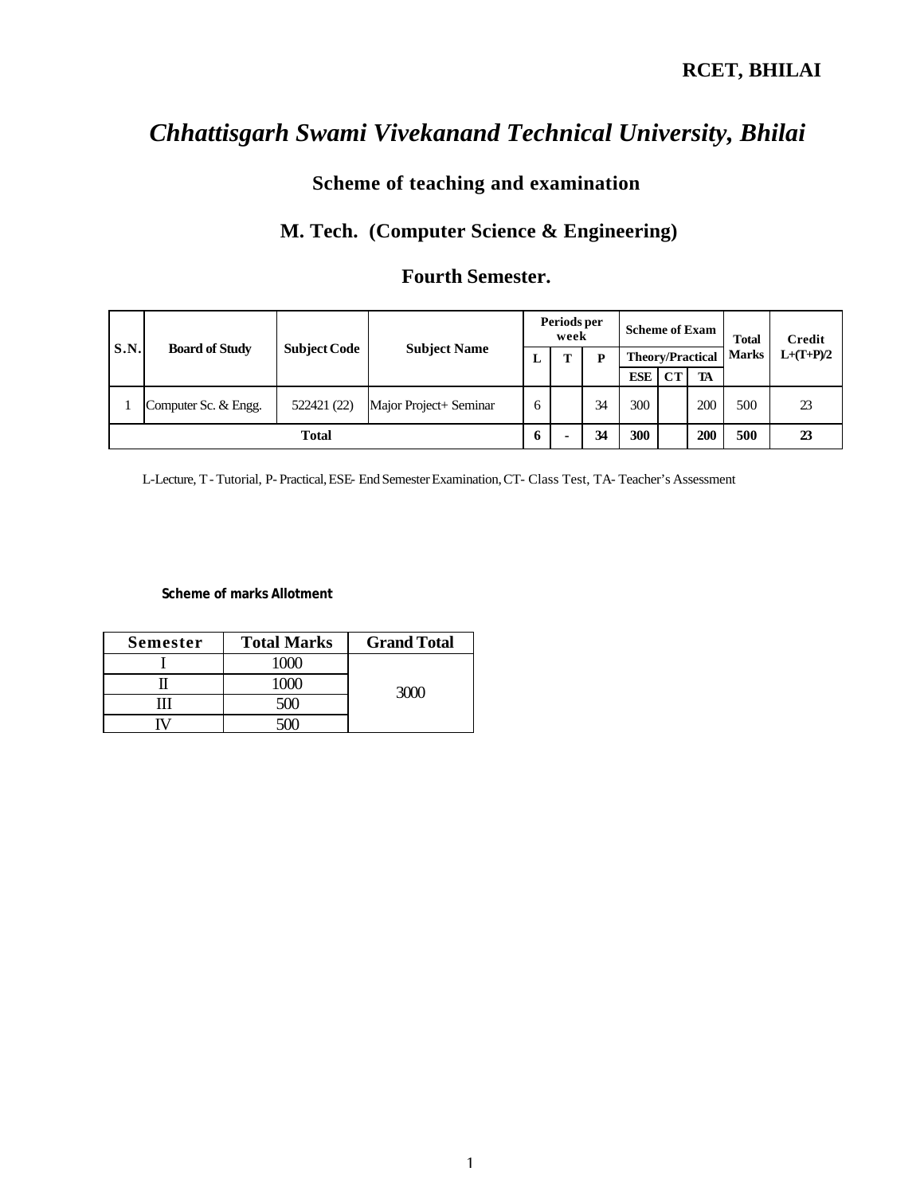RCET, BHILAI

# *Chhattisgarh Swami Vivekanand Technical University, Bhilai*

## Scheme of teaching and examination

## M. Tech. (Computer Science & Engineering)

## Fourth Semester.

| S.N. | Board of Study | Subject Code | Subject Name | Periods per week | | | Scheme of Exam | | | Total Marks | Credit L+(T+P)/2 |
|---|---|---|---|---|---|---|---|---|---|---|---|
| | | | | L | T | P | Theory/Practical | | | | |
| | | | | | | | ESE | CT | TA | | |
| 1 | Computer Sc. & Engg. | 522421 (22) | Major Project+ Seminar | 6 | | 34 | 300 | | 200 | 500 | 23 |
| **Total** | | | | **6** | **-** | **34** | **300** | | **200** | **500** | **23** |

L-Lecture, T - Tutorial, P- Practical, ESE- End Semester Examination, CT- Class Test, TA- Teacher's Assessment

**Scheme of marks Allotment**

| Semester | Total Marks | Grand Total |
|---|---|---|
| I | 1000 | 3000 |
| II | 1000 | |
| III | 500 | |
| IV | 500 | |